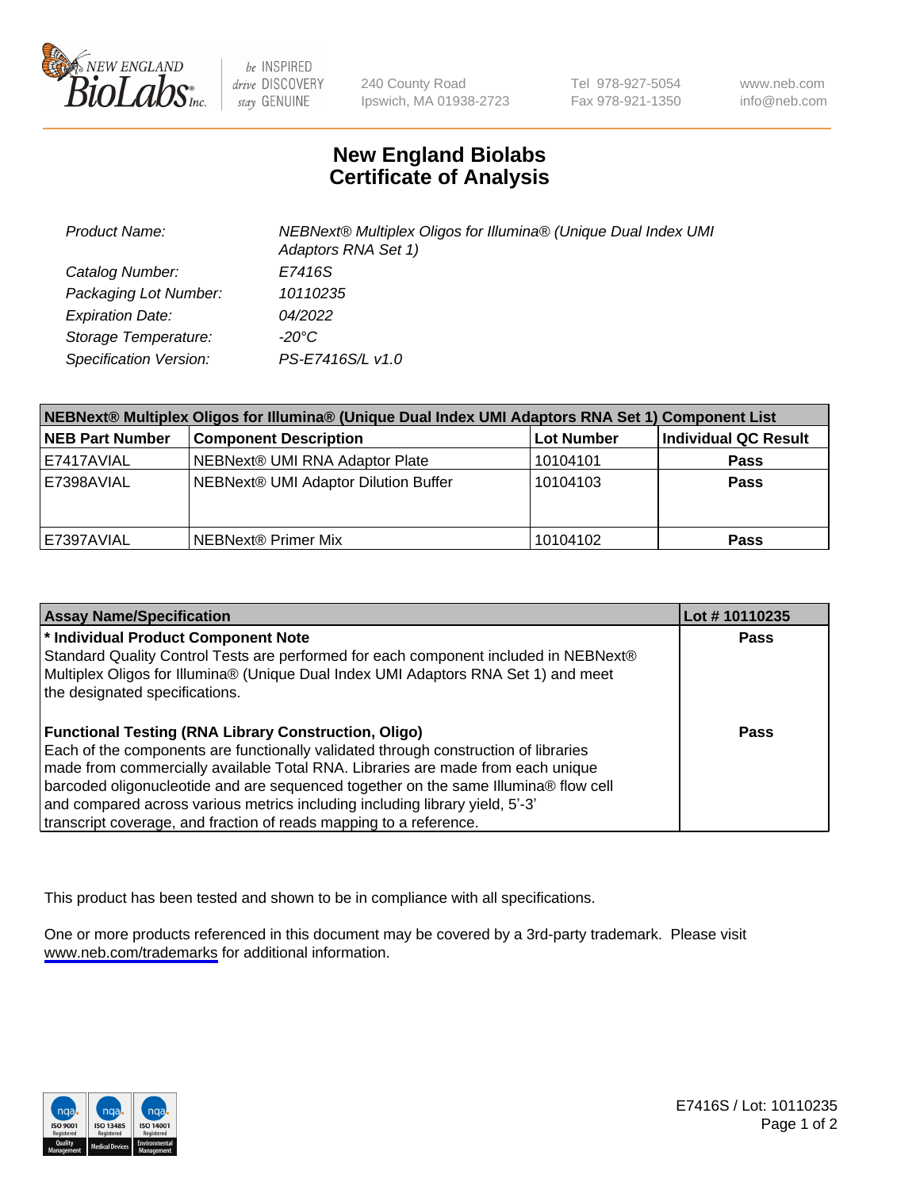# New England Biolabs Certificate of Analysis

| | |
|---|---|
| Product Name: | NEBNext® Multiplex Oligos for Illumina® (Unique Dual Index UMI Adaptors RNA Set 1) |
| Catalog Number: | E7416S |
| Packaging Lot Number: | 10110235 |
| Expiration Date: | 04/2022 |
| Storage Temperature: | -20°C |
| Specification Version: | PS-E7416S/L v1.0 |

**NEBNext® Multiplex Oligos for Illumina® (Unique Dual Index UMI Adaptors RNA Set 1) Component List**

| NEB Part Number | Component Description | Lot Number | Individual QC Result |
|---|---|---|---|
| E7417AVIAL | NEBNext® UMI RNA Adaptor Plate | 10104101 | Pass |
| E7398AVIAL | NEBNext® UMI Adaptor Dilution Buffer | 10104103 | Pass |
| E7397AVIAL | NEBNext® Primer Mix | 10104102 | Pass |

| Assay Name/Specification | Lot # 10110235 |
|---|---|
| **\* Individual Product Component Note**<br>Standard Quality Control Tests are performed for each component included in NEBNext® Multiplex Oligos for Illumina® (Unique Dual Index UMI Adaptors RNA Set 1) and meet the designated specifications. | Pass |
| **Functional Testing (RNA Library Construction, Oligo)**<br>Each of the components are functionally validated through construction of libraries made from commercially available Total RNA. Libraries are made from each unique barcoded oligonucleotide and are sequenced together on the same Illumina® flow cell and compared across various metrics including including library yield, 5'-3' transcript coverage, and fraction of reads mapping to a reference. | Pass |

This product has been tested and shown to be in compliance with all specifications.

One or more products referenced in this document may be covered by a 3rd-party trademark. Please visit www.neb.com/trademarks for additional information.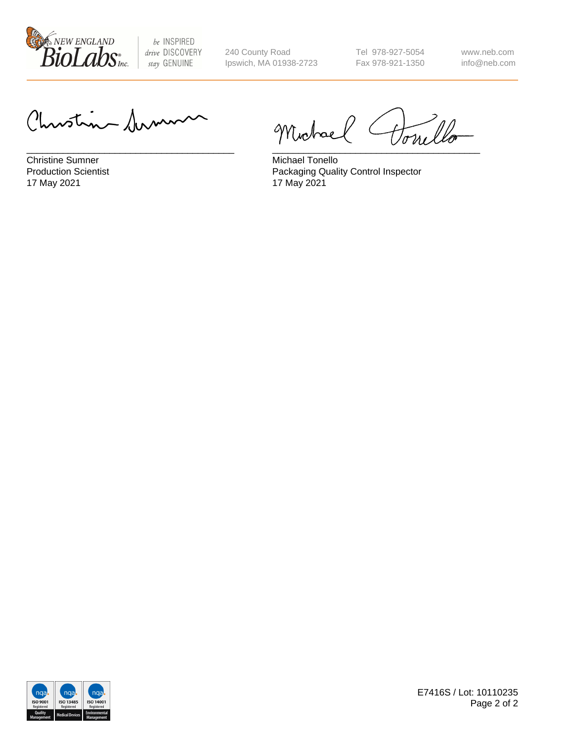Christine Sumner
Production Scientist
17 May 2021

Michael Tonello
Packaging Quality Control Inspector
17 May 2021